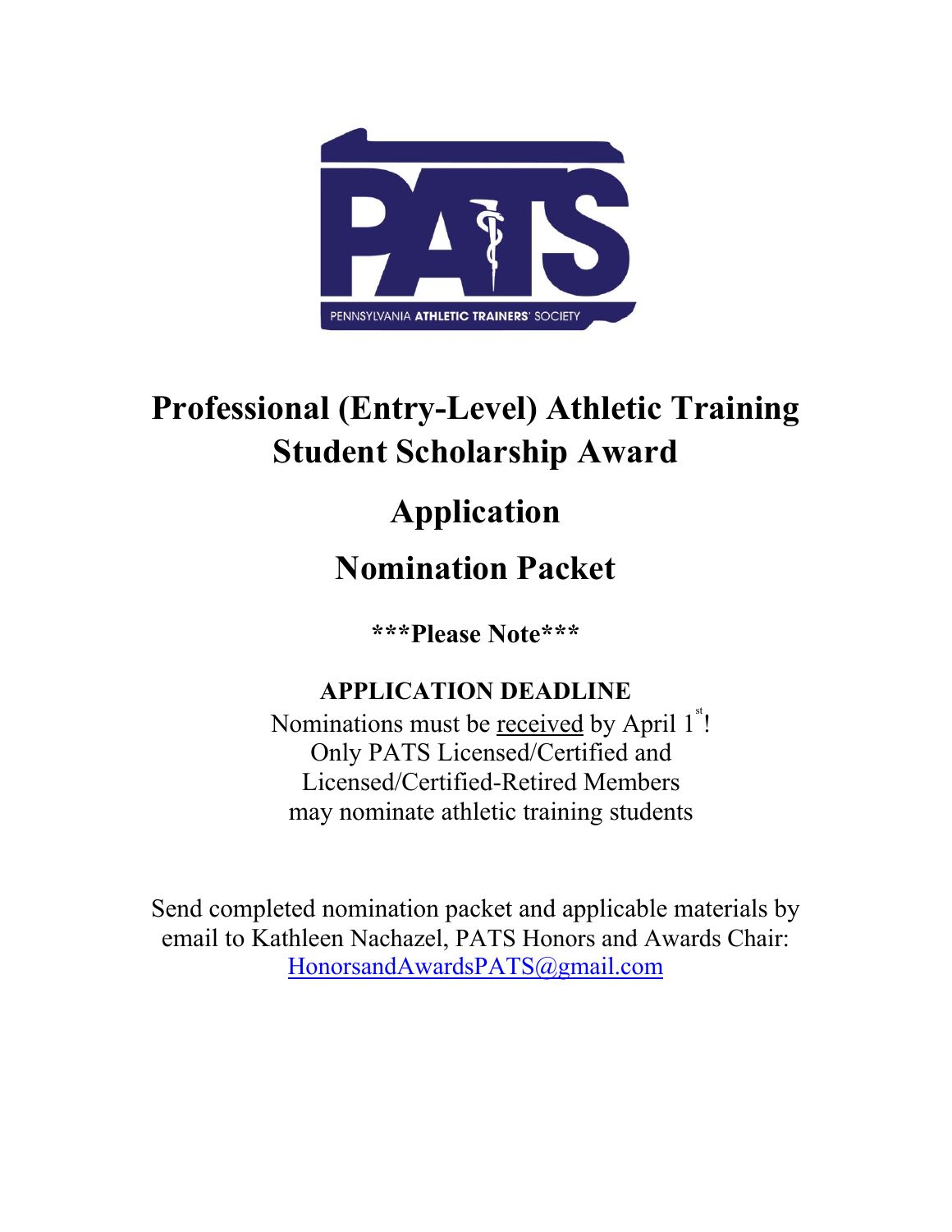# Professional (Entry-Level) Athletic Training Student Scholarship Award

# Application

# Nomination Packet

**\*\*\*Please Note\*\*\***

**APPLICATION DEADLINE**

Nominations must be received by April 1st!
Only PATS Licensed/Certified and Licensed/Certified-Retired Members may nominate athletic training students

Send completed nomination packet and applicable materials by email to Kathleen Nachazel, PATS Honors and Awards Chair: HonorsandAwardsPATS@gmail.com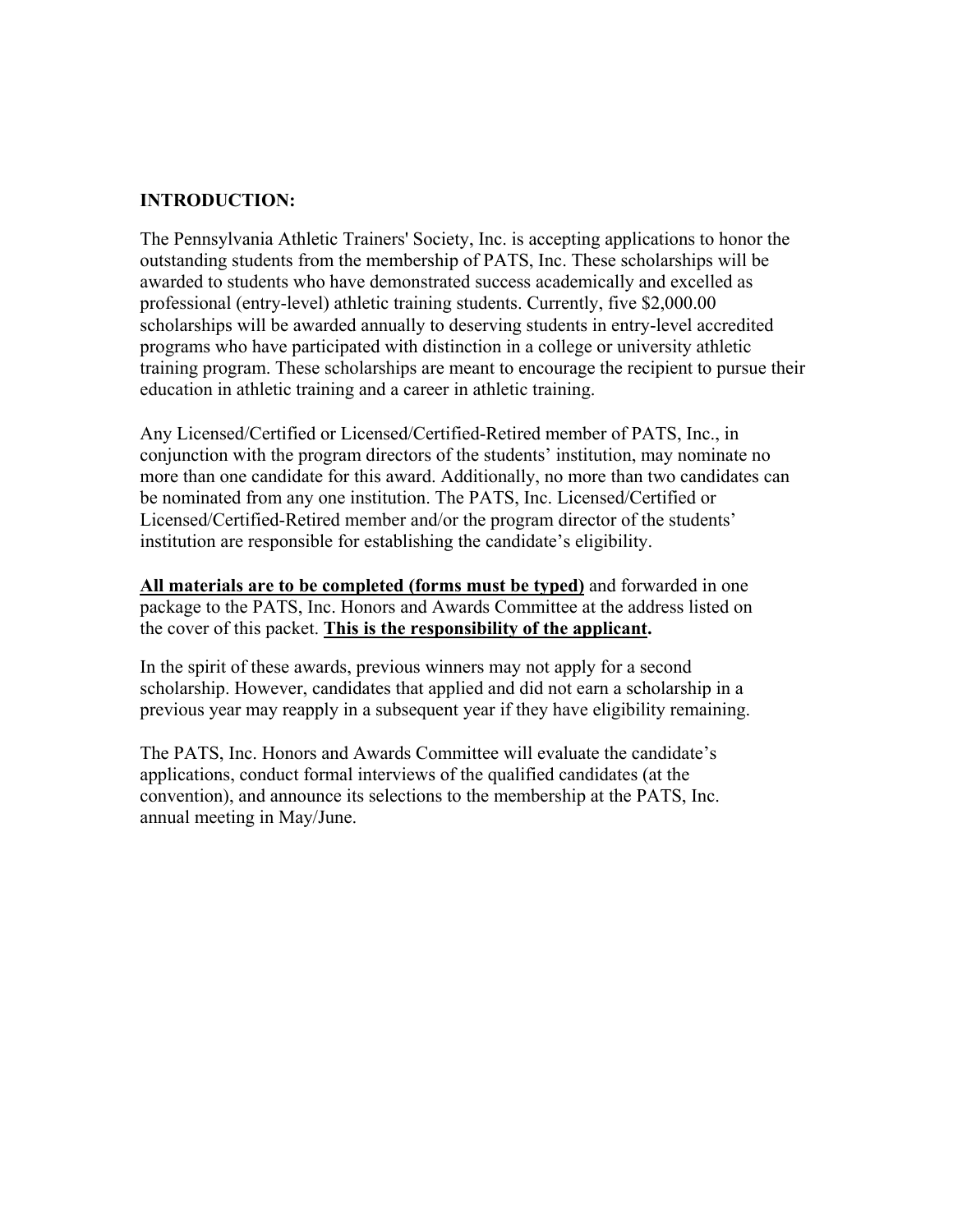## INTRODUCTION:

The Pennsylvania Athletic Trainers' Society, Inc. is accepting applications to honor the outstanding students from the membership of PATS, Inc. These scholarships will be awarded to students who have demonstrated success academically and excelled as professional (entry-level) athletic training students. Currently, five $2,000.00 scholarships will be awarded annually to deserving students in entry-level accredited programs who have participated with distinction in a college or university athletic training program. These scholarships are meant to encourage the recipient to pursue their education in athletic training and a career in athletic training.

Any Licensed/Certified or Licensed/Certified-Retired member of PATS, Inc., in conjunction with the program directors of the students' institution, may nominate no more than one candidate for this award. Additionally, no more than two candidates can be nominated from any one institution. The PATS, Inc. Licensed/Certified or Licensed/Certified-Retired member and/or the program director of the students' institution are responsible for establishing the candidate's eligibility.

**<u>All materials are to be completed (forms must be typed)</u>** and forwarded in one package to the PATS, Inc. Honors and Awards Committee at the address listed on the cover of this packet. **<u>This is the responsibility of the applicant</u>.**

In the spirit of these awards, previous winners may not apply for a second scholarship. However, candidates that applied and did not earn a scholarship in a previous year may reapply in a subsequent year if they have eligibility remaining.

The PATS, Inc. Honors and Awards Committee will evaluate the candidate's applications, conduct formal interviews of the qualified candidates (at the convention), and announce its selections to the membership at the PATS, Inc. annual meeting in May/June.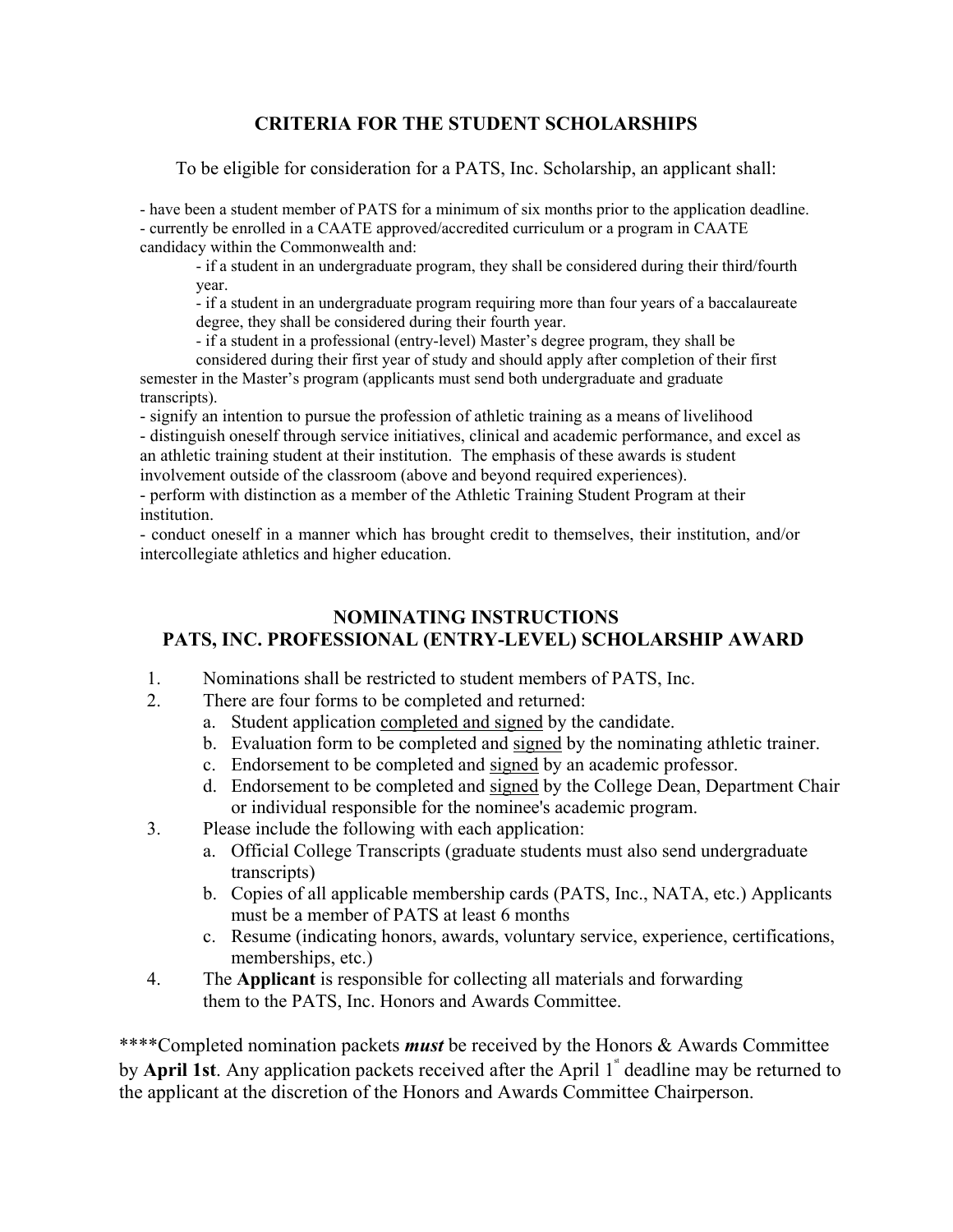## CRITERIA FOR THE STUDENT SCHOLARSHIPS

To be eligible for consideration for a PATS, Inc. Scholarship, an applicant shall:

- have been a student member of PATS for a minimum of six months prior to the application deadline.
- currently be enrolled in a CAATE approved/accredited curriculum or a program in CAATE candidacy within the Commonwealth and:
    - if a student in an undergraduate program, they shall be considered during their third/fourth year.
    - if a student in an undergraduate program requiring more than four years of a baccalaureate degree, they shall be considered during their fourth year.
    - if a student in a professional (entry-level) Master's degree program, they shall be considered during their first year of study and should apply after completion of their first semester in the Master's program (applicants must send both undergraduate and graduate transcripts).
- signify an intention to pursue the profession of athletic training as a means of livelihood
- distinguish oneself through service initiatives, clinical and academic performance, and excel as an athletic training student at their institution. The emphasis of these awards is student involvement outside of the classroom (above and beyond required experiences).
- perform with distinction as a member of the Athletic Training Student Program at their institution.
- conduct oneself in a manner which has brought credit to themselves, their institution, and/or intercollegiate athletics and higher education.

## NOMINATING INSTRUCTIONS
## PATS, INC. PROFESSIONAL (ENTRY-LEVEL) SCHOLARSHIP AWARD

1. Nominations shall be restricted to student members of PATS, Inc.
2. There are four forms to be completed and returned:
    a. Student application <u>completed and signed</u> by the candidate.
    b. Evaluation form to be completed and <u>signed</u> by the nominating athletic trainer.
    c. Endorsement to be completed and <u>signed</u> by an academic professor.
    d. Endorsement to be completed and <u>signed</u> by the College Dean, Department Chair or individual responsible for the nominee's academic program.
3. Please include the following with each application:
    a. Official College Transcripts (graduate students must also send undergraduate transcripts)
    b. Copies of all applicable membership cards (PATS, Inc., NATA, etc.) Applicants must be a member of PATS at least 6 months
    c. Resume (indicating honors, awards, voluntary service, experience, certifications, memberships, etc.)
4. The **Applicant** is responsible for collecting all materials and forwarding them to the PATS, Inc. Honors and Awards Committee.

****Completed nomination packets ***must*** be received by the Honors & Awards Committee by **April 1st**. Any application packets received after the April 1st deadline may be returned to the applicant at the discretion of the Honors and Awards Committee Chairperson.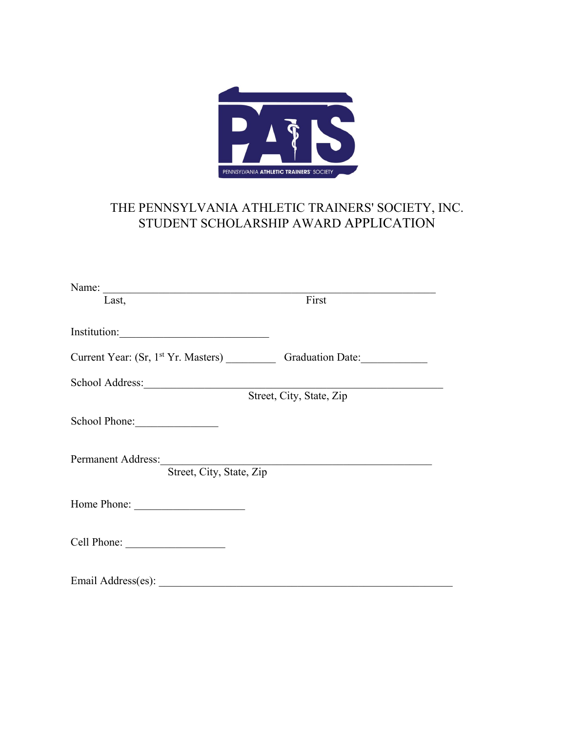# THE PENNSYLVANIA ATHLETIC TRAINERS' SOCIETY, INC.
## STUDENT SCHOLARSHIP AWARD APPLICATION

Name: ____________________________________________________________
Last, First

Institution:___________________________

Current Year: (Sr, 1st Yr. Masters) _________ Graduation Date:____________

School Address:______________________________________________________
Street, City, State, Zip

School Phone:_______________

Permanent Address:__________________________________________________
Street, City, State, Zip

Home Phone: ____________________

Cell Phone: __________________

Email Address(es): ______________________________________________________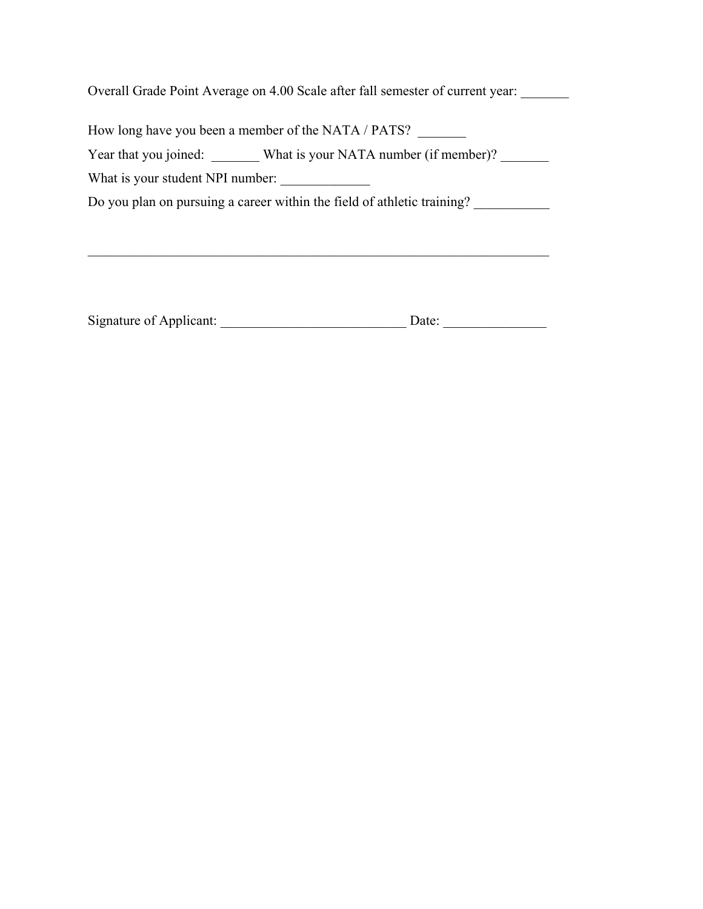Overall Grade Point Average on 4.00 Scale after fall semester of current year: _______

How long have you been a member of the NATA / PATS? _______

Year that you joined: _______ What is your NATA number (if member)? _______

What is your student NPI number: _____________

Do you plan on pursuing a career within the field of athletic training? ___________

______________________________________________________________________

Signature of Applicant: ___________________________ Date: _______________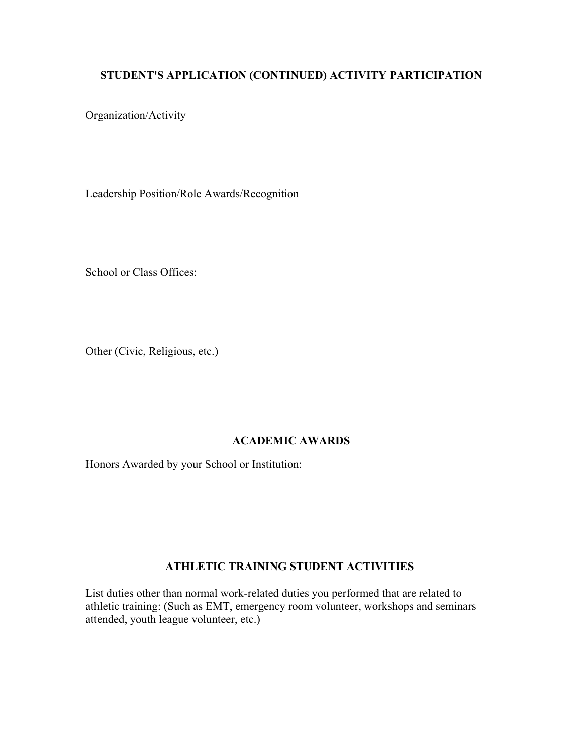## STUDENT'S APPLICATION (CONTINUED) ACTIVITY PARTICIPATION

Organization/Activity

Leadership Position/Role Awards/Recognition

School or Class Offices:

Other (Civic, Religious, etc.)

## ACADEMIC AWARDS

Honors Awarded by your School or Institution:

## ATHLETIC TRAINING STUDENT ACTIVITIES

List duties other than normal work-related duties you performed that are related to athletic training: (Such as EMT, emergency room volunteer, workshops and seminars attended, youth league volunteer, etc.)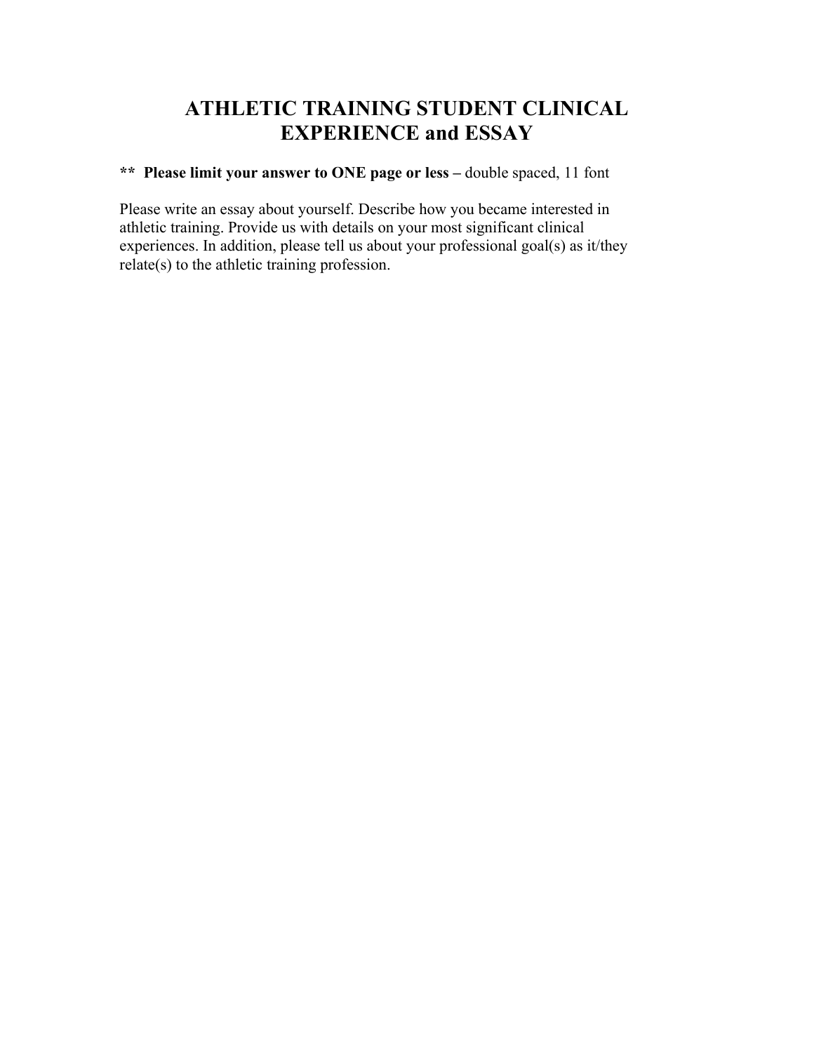# ATHLETIC TRAINING STUDENT CLINICAL EXPERIENCE and ESSAY

**** Please limit your answer to ONE page or less –** double spaced, 11 font

Please write an essay about yourself. Describe how you became interested in athletic training. Provide us with details on your most significant clinical experiences. In addition, please tell us about your professional goal(s) as it/they relate(s) to the athletic training profession.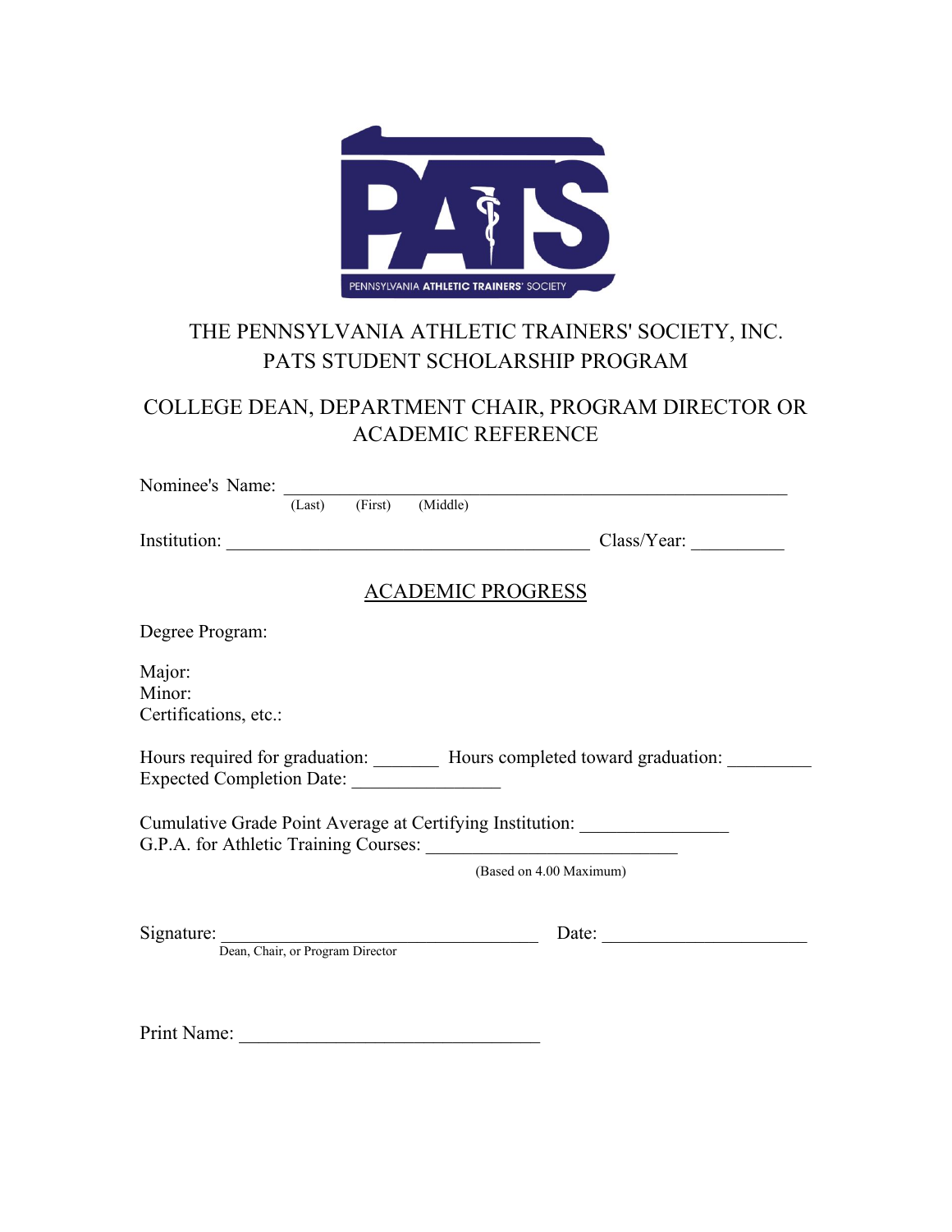PENNSYLVANIA ATHLETIC TRAINERS' SOCIETY

# THE PENNSYLVANIA ATHLETIC TRAINERS' SOCIETY, INC.
## PATS STUDENT SCHOLARSHIP PROGRAM

## COLLEGE DEAN, DEPARTMENT CHAIR, PROGRAM DIRECTOR OR ACADEMIC REFERENCE

Nominee's Name: ______________________________________________________
(Last) (First) (Middle)

Institution: ________________________________________ Class/Year: __________

### ACADEMIC PROGRESS

Degree Program:

Major:
Minor:
Certifications, etc.:

Hours required for graduation: _______ Hours completed toward graduation: _________
Expected Completion Date: ________________

Cumulative Grade Point Average at Certifying Institution: ________________
G.P.A. for Athletic Training Courses: ____________________________
(Based on 4.00 Maximum)

Signature: ___________________________________ Date: ______________________
Dean, Chair, or Program Director

Print Name: _________________________________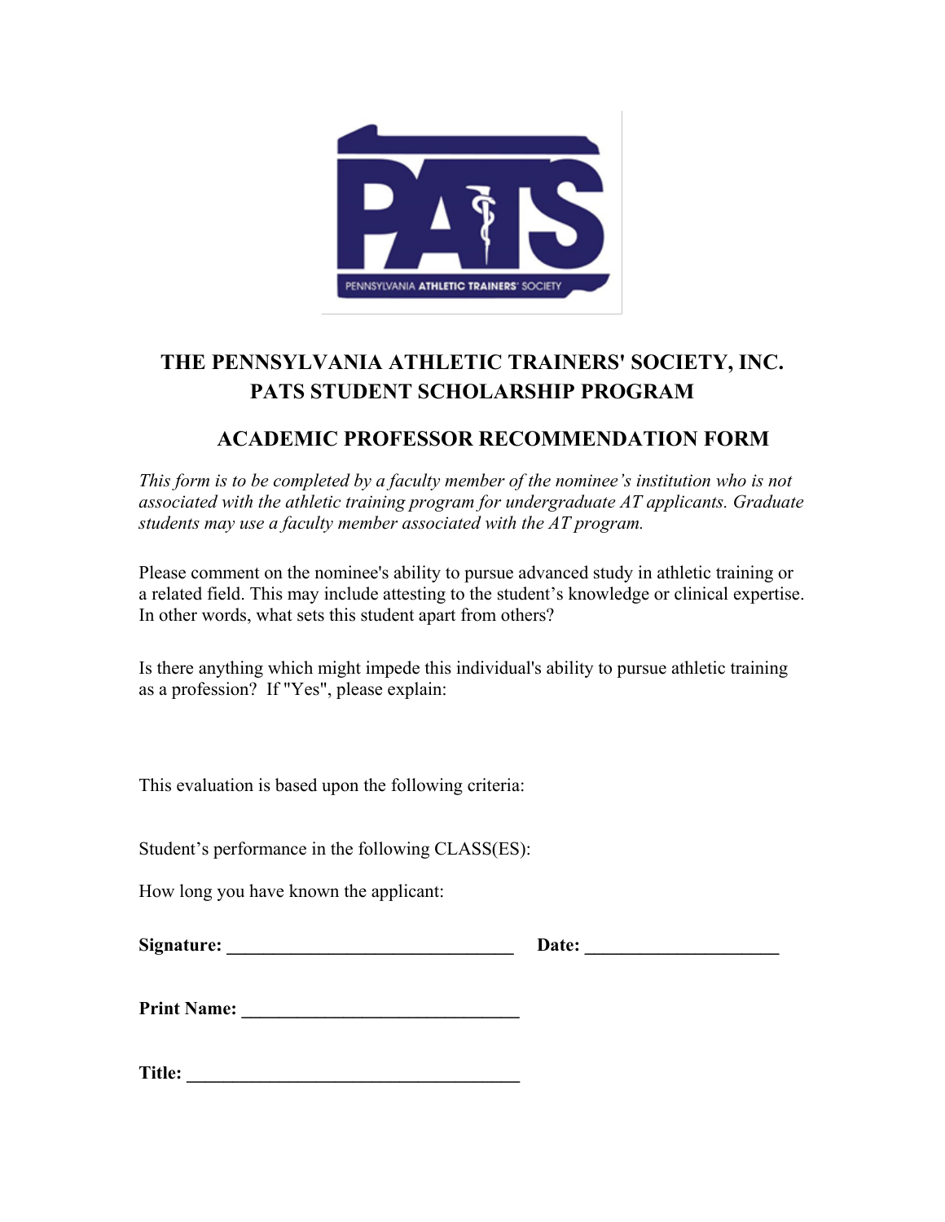# THE PENNSYLVANIA ATHLETIC TRAINERS' SOCIETY, INC.
## PATS STUDENT SCHOLARSHIP PROGRAM

## ACADEMIC PROFESSOR RECOMMENDATION FORM

*This form is to be completed by a faculty member of the nominee's institution who is not associated with the athletic training program for undergraduate AT applicants. Graduate students may use a faculty member associated with the AT program.*

Please comment on the nominee's ability to pursue advanced study in athletic training or a related field. This may include attesting to the student's knowledge or clinical expertise. In other words, what sets this student apart from others?

Is there anything which might impede this individual's ability to pursue athletic training as a profession? If "Yes", please explain:

This evaluation is based upon the following criteria:

Student's performance in the following CLASS(ES):

How long you have known the applicant:

**Signature: _______________________________ Date: ____________________**

**Print Name: ______________________________**

**Title: ___________________________________**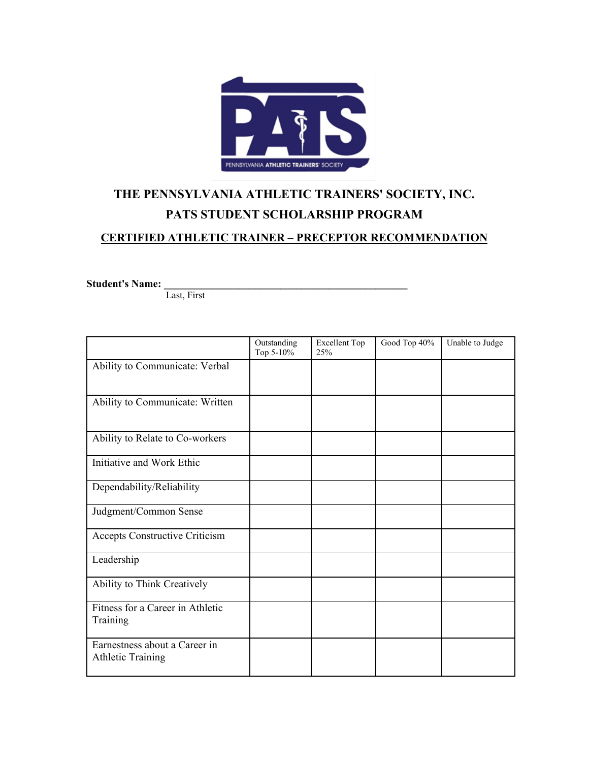# THE PENNSYLVANIA ATHLETIC TRAINERS' SOCIETY, INC.

## PATS STUDENT SCHOLARSHIP PROGRAM

### CERTIFIED ATHLETIC TRAINER – PRECEPTOR RECOMMENDATION

**Student's Name:** ______________________________________________
Last, First

| | Outstanding Top 5-10% | Excellent Top 25% | Good Top 40% | Unable to Judge |
|---|---|---|---|---|
| Ability to Communicate: Verbal | | | | |
| Ability to Communicate: Written | | | | |
| Ability to Relate to Co-workers | | | | |
| Initiative and Work Ethic | | | | |
| Dependability/Reliability | | | | |
| Judgment/Common Sense | | | | |
| Accepts Constructive Criticism | | | | |
| Leadership | | | | |
| Ability to Think Creatively | | | | |
| Fitness for a Career in Athletic Training | | | | |
| Earnestness about a Career in Athletic Training | | | | |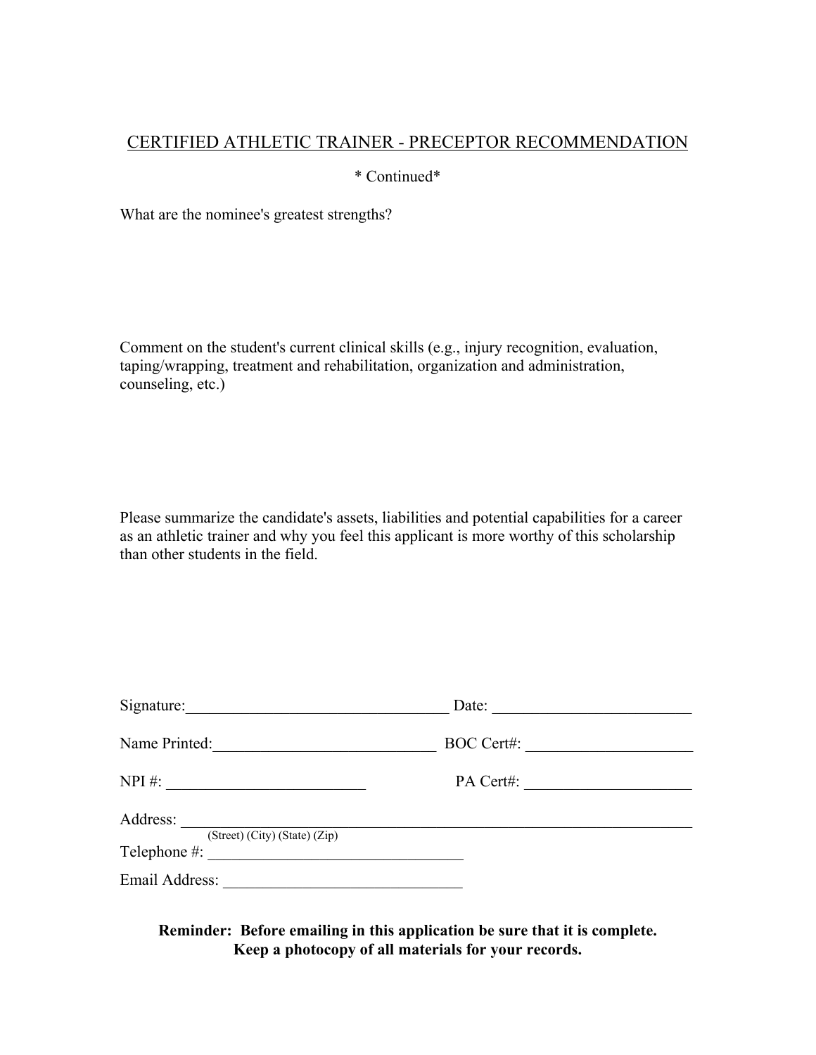# CERTIFIED ATHLETIC TRAINER - PRECEPTOR RECOMMENDATION

\* Continued\*

What are the nominee's greatest strengths?

Comment on the student's current clinical skills (e.g., injury recognition, evaluation, taping/wrapping, treatment and rehabilitation, organization and administration, counseling, etc.)

Please summarize the candidate's assets, liabilities and potential capabilities for a career as an athletic trainer and why you feel this applicant is more worthy of this scholarship than other students in the field.

Signature:_________________________________ Date: _________________________

Name Printed:____________________________ BOC Cert#: _____________________

NPI #: _________________________ PA Cert#: _____________________

Address: _________________________________________________________________
(Street) (City) (State) (Zip)

Telephone #: _________________________________

Email Address: ______________________________

**Reminder: Before emailing in this application be sure that it is complete. Keep a photocopy of all materials for your records.**